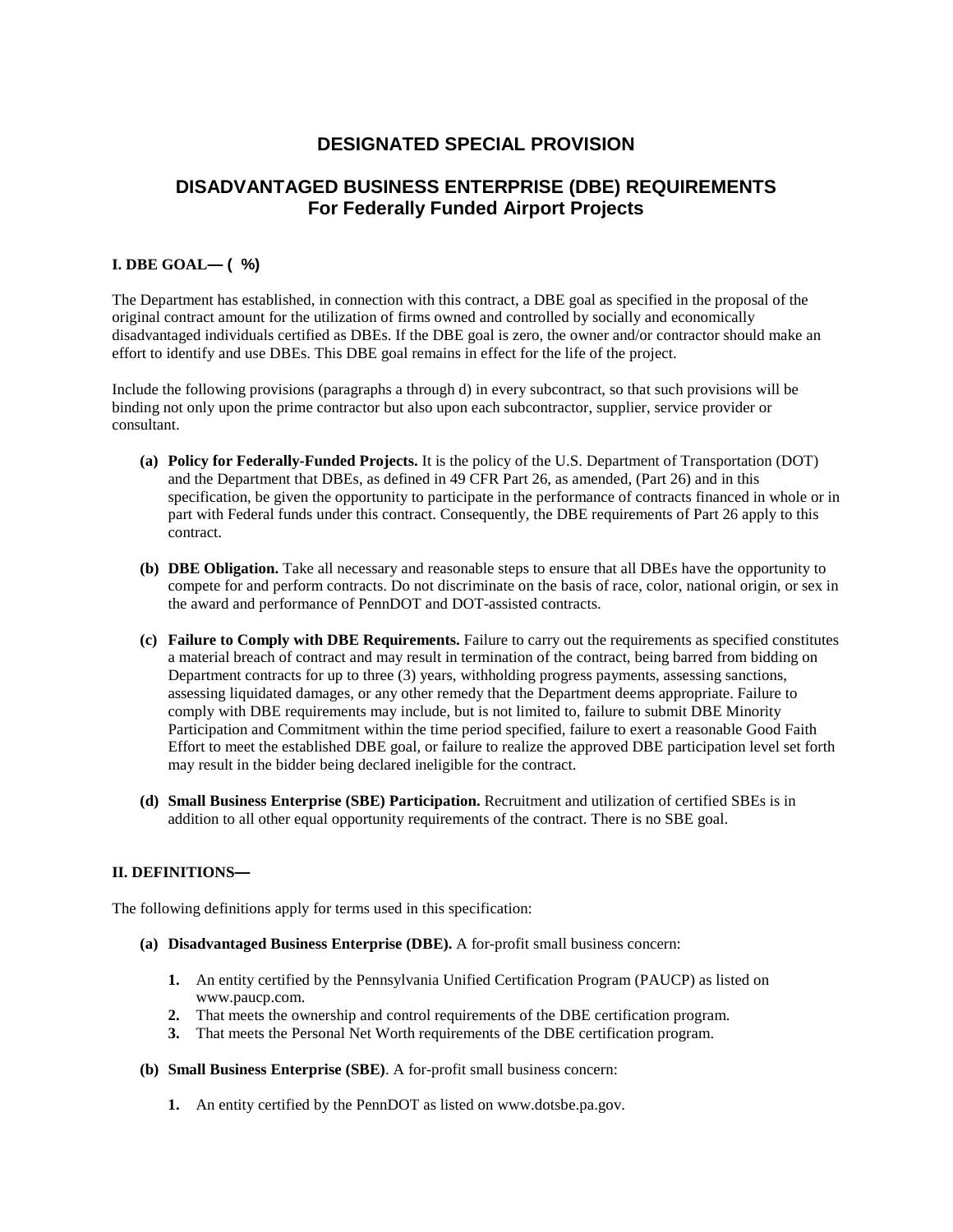# DESIGNATED SPECIAL PROVISION

## DISADVANTAGED BUSINESS ENTERPRISE (DBE) REQUIREMENTS
## For Federally Funded Airport Projects

### I. DBE GOAL— ( %)

The Department has established, in connection with this contract, a DBE goal as specified in the proposal of the original contract amount for the utilization of firms owned and controlled by socially and economically disadvantaged individuals certified as DBEs. If the DBE goal is zero, the owner and/or contractor should make an effort to identify and use DBEs. This DBE goal remains in effect for the life of the project.

Include the following provisions (paragraphs a through d) in every subcontract, so that such provisions will be binding not only upon the prime contractor but also upon each subcontractor, supplier, service provider or consultant.

- **(a) Policy for Federally-Funded Projects.** It is the policy of the U.S. Department of Transportation (DOT) and the Department that DBEs, as defined in 49 CFR Part 26, as amended, (Part 26) and in this specification, be given the opportunity to participate in the performance of contracts financed in whole or in part with Federal funds under this contract. Consequently, the DBE requirements of Part 26 apply to this contract.

- **(b) DBE Obligation.** Take all necessary and reasonable steps to ensure that all DBEs have the opportunity to compete for and perform contracts. Do not discriminate on the basis of race, color, national origin, or sex in the award and performance of PennDOT and DOT-assisted contracts.

- **(c) Failure to Comply with DBE Requirements.** Failure to carry out the requirements as specified constitutes a material breach of contract and may result in termination of the contract, being barred from bidding on Department contracts for up to three (3) years, withholding progress payments, assessing sanctions, assessing liquidated damages, or any other remedy that the Department deems appropriate. Failure to comply with DBE requirements may include, but is not limited to, failure to submit DBE Minority Participation and Commitment within the time period specified, failure to exert a reasonable Good Faith Effort to meet the established DBE goal, or failure to realize the approved DBE participation level set forth may result in the bidder being declared ineligible for the contract.

- **(d) Small Business Enterprise (SBE) Participation.** Recruitment and utilization of certified SBEs is in addition to all other equal opportunity requirements of the contract. There is no SBE goal.

### II. DEFINITIONS—

The following definitions apply for terms used in this specification:

- **(a) Disadvantaged Business Enterprise (DBE).** A for-profit small business concern:

  1. An entity certified by the Pennsylvania Unified Certification Program (PAUCP) as listed on www.paucp.com.
  2. That meets the ownership and control requirements of the DBE certification program.
  3. That meets the Personal Net Worth requirements of the DBE certification program.

- **(b) Small Business Enterprise (SBE)**. A for-profit small business concern:

  1. An entity certified by the PennDOT as listed on www.dotsbe.pa.gov.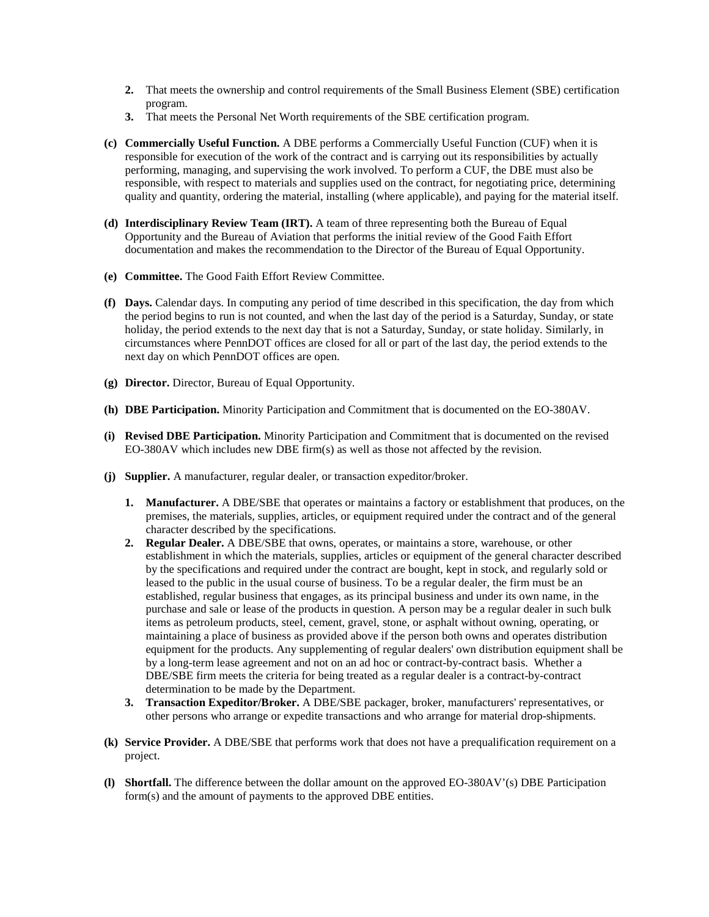2. That meets the ownership and control requirements of the Small Business Element (SBE) certification program.
3. That meets the Personal Net Worth requirements of the SBE certification program.

**(c) Commercially Useful Function.** A DBE performs a Commercially Useful Function (CUF) when it is responsible for execution of the work of the contract and is carrying out its responsibilities by actually performing, managing, and supervising the work involved. To perform a CUF, the DBE must also be responsible, with respect to materials and supplies used on the contract, for negotiating price, determining quality and quantity, ordering the material, installing (where applicable), and paying for the material itself.

**(d) Interdisciplinary Review Team (IRT).** A team of three representing both the Bureau of Equal Opportunity and the Bureau of Aviation that performs the initial review of the Good Faith Effort documentation and makes the recommendation to the Director of the Bureau of Equal Opportunity.

**(e) Committee.** The Good Faith Effort Review Committee.

**(f) Days.** Calendar days. In computing any period of time described in this specification, the day from which the period begins to run is not counted, and when the last day of the period is a Saturday, Sunday, or state holiday, the period extends to the next day that is not a Saturday, Sunday, or state holiday. Similarly, in circumstances where PennDOT offices are closed for all or part of the last day, the period extends to the next day on which PennDOT offices are open.

**(g) Director.** Director, Bureau of Equal Opportunity.

**(h) DBE Participation.** Minority Participation and Commitment that is documented on the EO-380AV.

**(i) Revised DBE Participation.** Minority Participation and Commitment that is documented on the revised EO-380AV which includes new DBE firm(s) as well as those not affected by the revision.

**(j) Supplier.** A manufacturer, regular dealer, or transaction expeditor/broker.

1. **Manufacturer.** A DBE/SBE that operates or maintains a factory or establishment that produces, on the premises, the materials, supplies, articles, or equipment required under the contract and of the general character described by the specifications.
2. **Regular Dealer.** A DBE/SBE that owns, operates, or maintains a store, warehouse, or other establishment in which the materials, supplies, articles or equipment of the general character described by the specifications and required under the contract are bought, kept in stock, and regularly sold or leased to the public in the usual course of business. To be a regular dealer, the firm must be an established, regular business that engages, as its principal business and under its own name, in the purchase and sale or lease of the products in question. A person may be a regular dealer in such bulk items as petroleum products, steel, cement, gravel, stone, or asphalt without owning, operating, or maintaining a place of business as provided above if the person both owns and operates distribution equipment for the products. Any supplementing of regular dealers' own distribution equipment shall be by a long-term lease agreement and not on an ad hoc or contract-by-contract basis. Whether a DBE/SBE firm meets the criteria for being treated as a regular dealer is a contract-by-contract determination to be made by the Department.
3. **Transaction Expeditor/Broker.** A DBE/SBE packager, broker, manufacturers' representatives, or other persons who arrange or expedite transactions and who arrange for material drop-shipments.

**(k) Service Provider.** A DBE/SBE that performs work that does not have a prequalification requirement on a project.

**(l) Shortfall.** The difference between the dollar amount on the approved EO-380AV'(s) DBE Participation form(s) and the amount of payments to the approved DBE entities.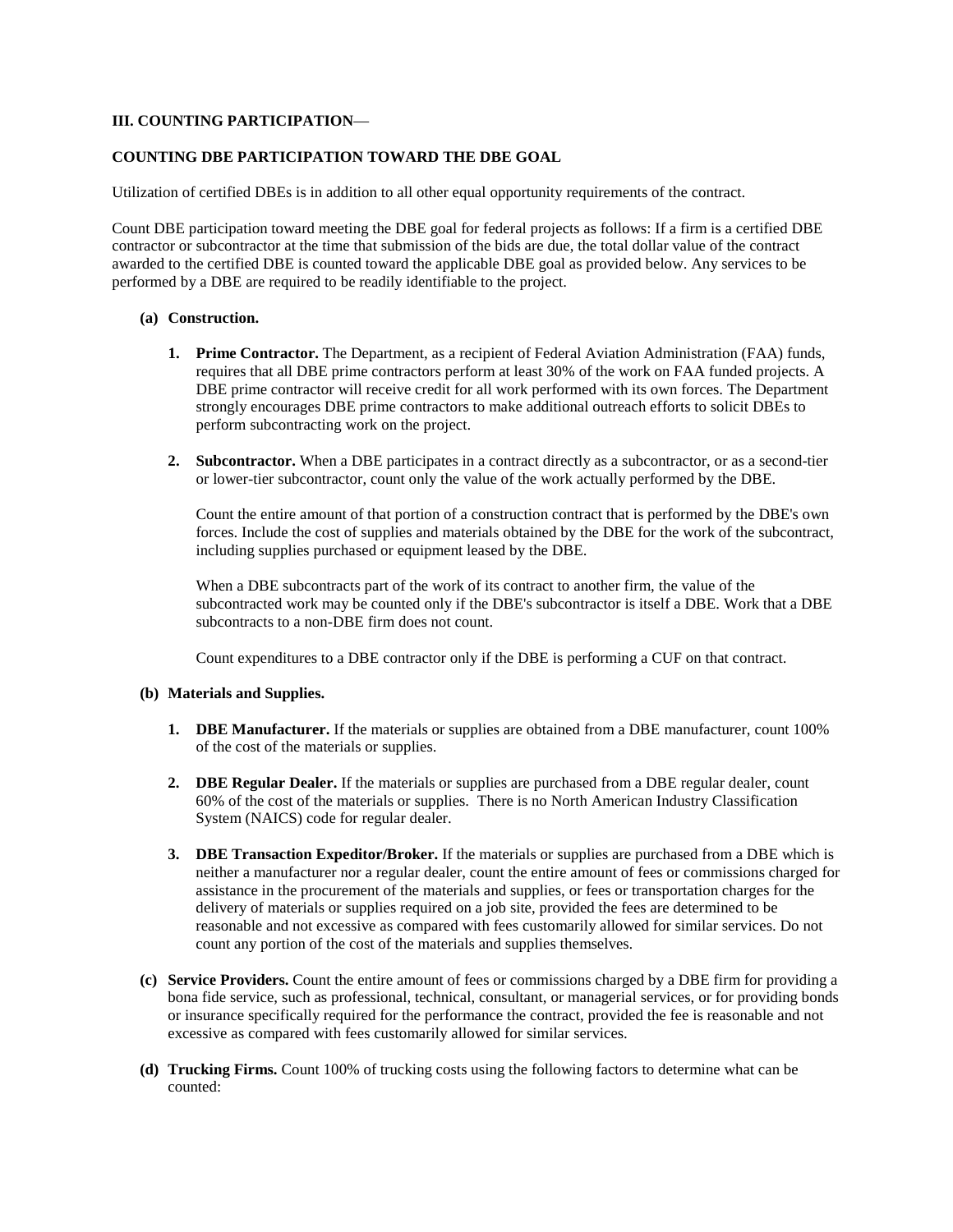**III. COUNTING PARTICIPATION—**

**COUNTING DBE PARTICIPATION TOWARD THE DBE GOAL**

Utilization of certified DBEs is in addition to all other equal opportunity requirements of the contract.

Count DBE participation toward meeting the DBE goal for federal projects as follows: If a firm is a certified DBE contractor or subcontractor at the time that submission of the bids are due, the total dollar value of the contract awarded to the certified DBE is counted toward the applicable DBE goal as provided below. Any services to be performed by a DBE are required to be readily identifiable to the project.

**(a) Construction.**

1. **Prime Contractor.** The Department, as a recipient of Federal Aviation Administration (FAA) funds, requires that all DBE prime contractors perform at least 30% of the work on FAA funded projects. A DBE prime contractor will receive credit for all work performed with its own forces. The Department strongly encourages DBE prime contractors to make additional outreach efforts to solicit DBEs to perform subcontracting work on the project.

2. **Subcontractor.** When a DBE participates in a contract directly as a subcontractor, or as a second-tier or lower-tier subcontractor, count only the value of the work actually performed by the DBE.

   Count the entire amount of that portion of a construction contract that is performed by the DBE's own forces. Include the cost of supplies and materials obtained by the DBE for the work of the subcontract, including supplies purchased or equipment leased by the DBE.

   When a DBE subcontracts part of the work of its contract to another firm, the value of the subcontracted work may be counted only if the DBE's subcontractor is itself a DBE. Work that a DBE subcontracts to a non-DBE firm does not count.

   Count expenditures to a DBE contractor only if the DBE is performing a CUF on that contract.

**(b) Materials and Supplies.**

1. **DBE Manufacturer.** If the materials or supplies are obtained from a DBE manufacturer, count 100% of the cost of the materials or supplies.

2. **DBE Regular Dealer.** If the materials or supplies are purchased from a DBE regular dealer, count 60% of the cost of the materials or supplies. There is no North American Industry Classification System (NAICS) code for regular dealer.

3. **DBE Transaction Expeditor/Broker.** If the materials or supplies are purchased from a DBE which is neither a manufacturer nor a regular dealer, count the entire amount of fees or commissions charged for assistance in the procurement of the materials and supplies, or fees or transportation charges for the delivery of materials or supplies required on a job site, provided the fees are determined to be reasonable and not excessive as compared with fees customarily allowed for similar services. Do not count any portion of the cost of the materials and supplies themselves.

**(c) Service Providers.** Count the entire amount of fees or commissions charged by a DBE firm for providing a bona fide service, such as professional, technical, consultant, or managerial services, or for providing bonds or insurance specifically required for the performance the contract, provided the fee is reasonable and not excessive as compared with fees customarily allowed for similar services.

**(d) Trucking Firms.** Count 100% of trucking costs using the following factors to determine what can be counted: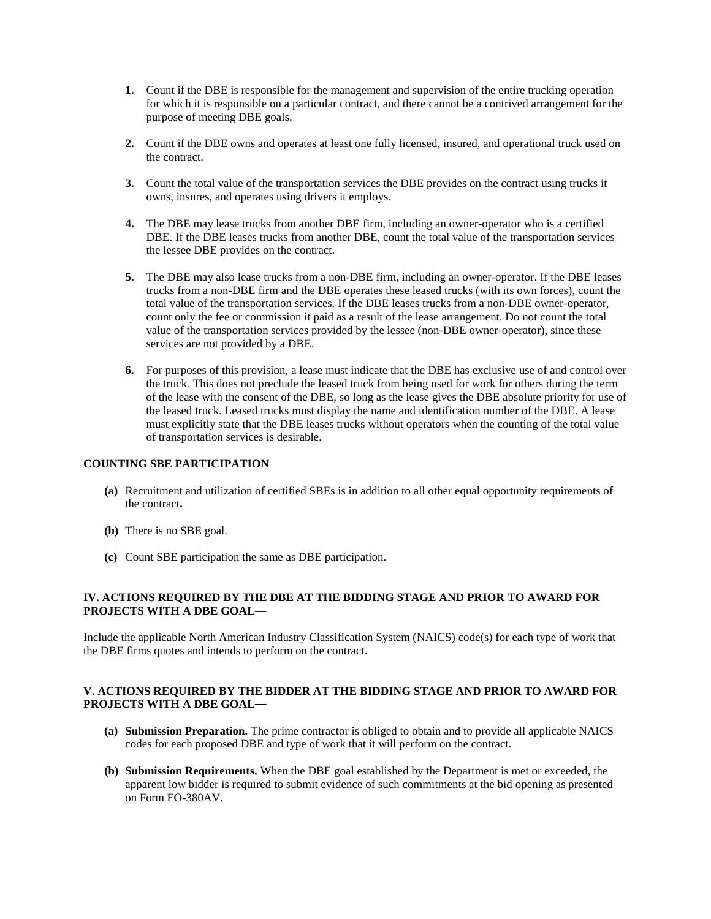1. Count if the DBE is responsible for the management and supervision of the entire trucking operation for which it is responsible on a particular contract, and there cannot be a contrived arrangement for the purpose of meeting DBE goals.

2. Count if the DBE owns and operates at least one fully licensed, insured, and operational truck used on the contract.

3. Count the total value of the transportation services the DBE provides on the contract using trucks it owns, insures, and operates using drivers it employs.

4. The DBE may lease trucks from another DBE firm, including an owner-operator who is a certified DBE. If the DBE leases trucks from another DBE, count the total value of the transportation services the lessee DBE provides on the contract.

5. The DBE may also lease trucks from a non-DBE firm, including an owner-operator. If the DBE leases trucks from a non-DBE firm and the DBE operates these leased trucks (with its own forces), count the total value of the transportation services. If the DBE leases trucks from a non-DBE owner-operator, count only the fee or commission it paid as a result of the lease arrangement. Do not count the total value of the transportation services provided by the lessee (non-DBE owner-operator), since these services are not provided by a DBE.

6. For purposes of this provision, a lease must indicate that the DBE has exclusive use of and control over the truck. This does not preclude the leased truck from being used for work for others during the term of the lease with the consent of the DBE, so long as the lease gives the DBE absolute priority for use of the leased truck. Leased trucks must display the name and identification number of the DBE. A lease must explicitly state that the DBE leases trucks without operators when the counting of the total value of transportation services is desirable.

**COUNTING SBE PARTICIPATION**

**(a)** Recruitment and utilization of certified SBEs is in addition to all other equal opportunity requirements of the contract**.**

**(b)** There is no SBE goal.

**(c)** Count SBE participation the same as DBE participation.

**IV. ACTIONS REQUIRED BY THE DBE AT THE BIDDING STAGE AND PRIOR TO AWARD FOR PROJECTS WITH A DBE GOAL—**

Include the applicable North American Industry Classification System (NAICS) code(s) for each type of work that the DBE firms quotes and intends to perform on the contract.

**V. ACTIONS REQUIRED BY THE BIDDER AT THE BIDDING STAGE AND PRIOR TO AWARD FOR PROJECTS WITH A DBE GOAL—**

**(a)** **Submission Preparation.** The prime contractor is obliged to obtain and to provide all applicable NAICS codes for each proposed DBE and type of work that it will perform on the contract.

**(b)** **Submission Requirements.** When the DBE goal established by the Department is met or exceeded, the apparent low bidder is required to submit evidence of such commitments at the bid opening as presented on Form EO-380AV.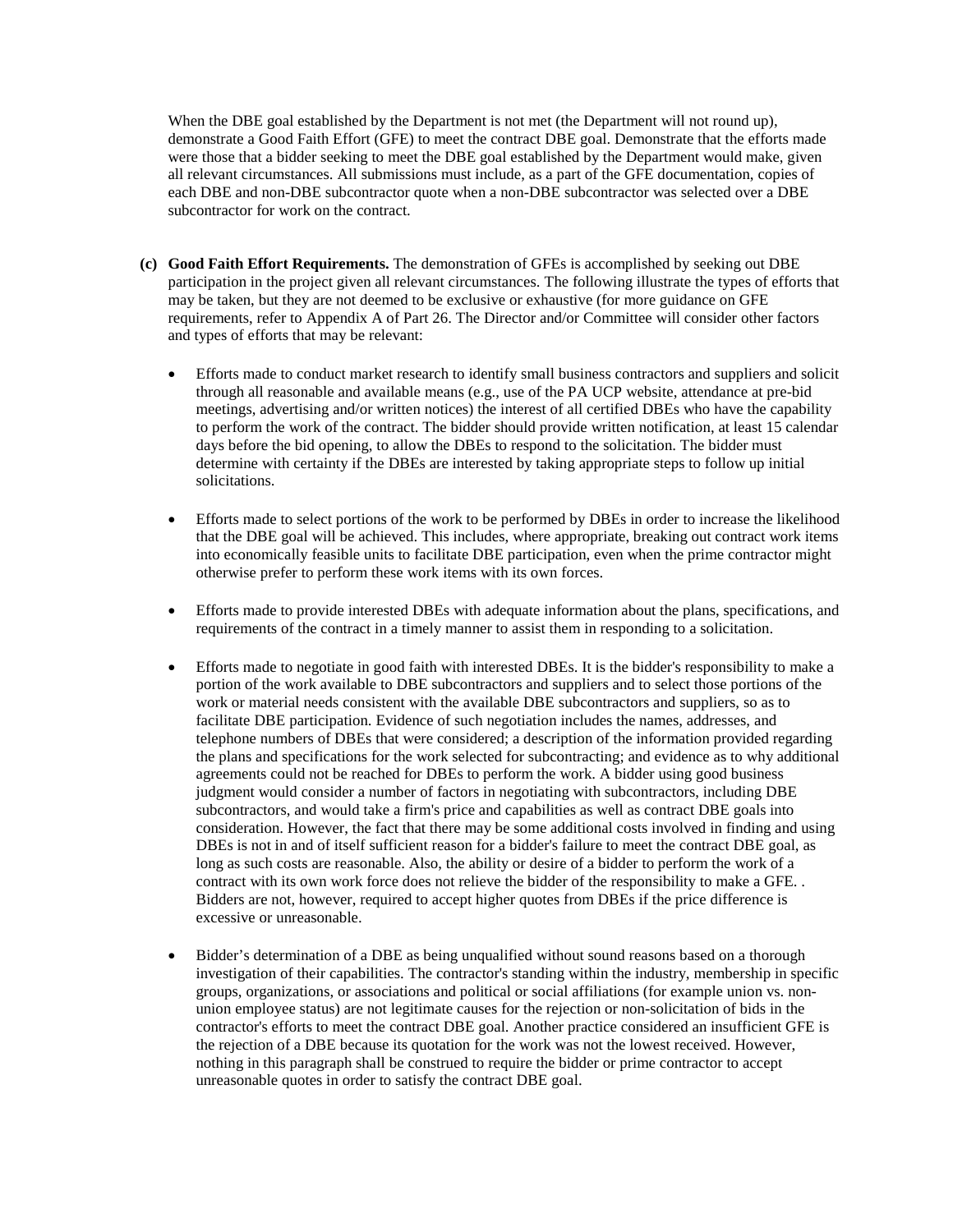When the DBE goal established by the Department is not met (the Department will not round up), demonstrate a Good Faith Effort (GFE) to meet the contract DBE goal. Demonstrate that the efforts made were those that a bidder seeking to meet the DBE goal established by the Department would make, given all relevant circumstances. All submissions must include, as a part of the GFE documentation, copies of each DBE and non-DBE subcontractor quote when a non-DBE subcontractor was selected over a DBE subcontractor for work on the contract.

**(c) Good Faith Effort Requirements.** The demonstration of GFEs is accomplished by seeking out DBE participation in the project given all relevant circumstances. The following illustrate the types of efforts that may be taken, but they are not deemed to be exclusive or exhaustive (for more guidance on GFE requirements, refer to Appendix A of Part 26. The Director and/or Committee will consider other factors and types of efforts that may be relevant:

- Efforts made to conduct market research to identify small business contractors and suppliers and solicit through all reasonable and available means (e.g., use of the PA UCP website, attendance at pre-bid meetings, advertising and/or written notices) the interest of all certified DBEs who have the capability to perform the work of the contract. The bidder should provide written notification, at least 15 calendar days before the bid opening, to allow the DBEs to respond to the solicitation. The bidder must determine with certainty if the DBEs are interested by taking appropriate steps to follow up initial solicitations.

- Efforts made to select portions of the work to be performed by DBEs in order to increase the likelihood that the DBE goal will be achieved. This includes, where appropriate, breaking out contract work items into economically feasible units to facilitate DBE participation, even when the prime contractor might otherwise prefer to perform these work items with its own forces.

- Efforts made to provide interested DBEs with adequate information about the plans, specifications, and requirements of the contract in a timely manner to assist them in responding to a solicitation.

- Efforts made to negotiate in good faith with interested DBEs. It is the bidder's responsibility to make a portion of the work available to DBE subcontractors and suppliers and to select those portions of the work or material needs consistent with the available DBE subcontractors and suppliers, so as to facilitate DBE participation. Evidence of such negotiation includes the names, addresses, and telephone numbers of DBEs that were considered; a description of the information provided regarding the plans and specifications for the work selected for subcontracting; and evidence as to why additional agreements could not be reached for DBEs to perform the work. A bidder using good business judgment would consider a number of factors in negotiating with subcontractors, including DBE subcontractors, and would take a firm's price and capabilities as well as contract DBE goals into consideration. However, the fact that there may be some additional costs involved in finding and using DBEs is not in and of itself sufficient reason for a bidder's failure to meet the contract DBE goal, as long as such costs are reasonable. Also, the ability or desire of a bidder to perform the work of a contract with its own work force does not relieve the bidder of the responsibility to make a GFE. . Bidders are not, however, required to accept higher quotes from DBEs if the price difference is excessive or unreasonable.

- Bidder's determination of a DBE as being unqualified without sound reasons based on a thorough investigation of their capabilities. The contractor's standing within the industry, membership in specific groups, organizations, or associations and political or social affiliations (for example union vs. non-union employee status) are not legitimate causes for the rejection or non-solicitation of bids in the contractor's efforts to meet the contract DBE goal. Another practice considered an insufficient GFE is the rejection of a DBE because its quotation for the work was not the lowest received. However, nothing in this paragraph shall be construed to require the bidder or prime contractor to accept unreasonable quotes in order to satisfy the contract DBE goal.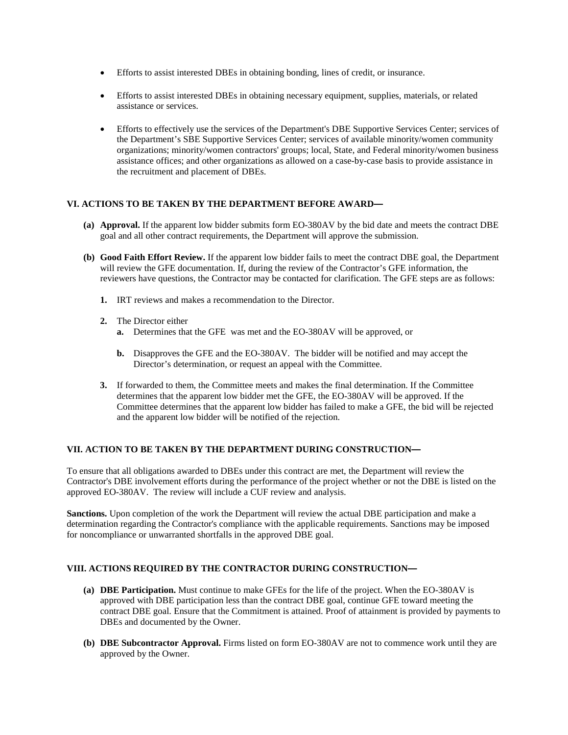- Efforts to assist interested DBEs in obtaining bonding, lines of credit, or insurance.

- Efforts to assist interested DBEs in obtaining necessary equipment, supplies, materials, or related assistance or services.

- Efforts to effectively use the services of the Department's DBE Supportive Services Center; services of the Department's SBE Supportive Services Center; services of available minority/women community organizations; minority/women contractors' groups; local, State, and Federal minority/women business assistance offices; and other organizations as allowed on a case-by-case basis to provide assistance in the recruitment and placement of DBEs.

### VI. ACTIONS TO BE TAKEN BY THE DEPARTMENT BEFORE AWARD—

**(a) Approval.** If the apparent low bidder submits form EO-380AV by the bid date and meets the contract DBE goal and all other contract requirements, the Department will approve the submission.

**(b) Good Faith Effort Review.** If the apparent low bidder fails to meet the contract DBE goal, the Department will review the GFE documentation. If, during the review of the Contractor's GFE information, the reviewers have questions, the Contractor may be contacted for clarification. The GFE steps are as follows:

**1.** IRT reviews and makes a recommendation to the Director.

**2.** The Director either

**a.** Determines that the GFE was met and the EO-380AV will be approved, or

**b.** Disapproves the GFE and the EO-380AV. The bidder will be notified and may accept the Director's determination, or request an appeal with the Committee.

**3.** If forwarded to them, the Committee meets and makes the final determination. If the Committee determines that the apparent low bidder met the GFE, the EO-380AV will be approved. If the Committee determines that the apparent low bidder has failed to make a GFE, the bid will be rejected and the apparent low bidder will be notified of the rejection.

### VII. ACTION TO BE TAKEN BY THE DEPARTMENT DURING CONSTRUCTION—

To ensure that all obligations awarded to DBEs under this contract are met, the Department will review the Contractor's DBE involvement efforts during the performance of the project whether or not the DBE is listed on the approved EO-380AV. The review will include a CUF review and analysis.

**Sanctions.** Upon completion of the work the Department will review the actual DBE participation and make a determination regarding the Contractor's compliance with the applicable requirements. Sanctions may be imposed for noncompliance or unwarranted shortfalls in the approved DBE goal.

### VIII. ACTIONS REQUIRED BY THE CONTRACTOR DURING CONSTRUCTION—

**(a) DBE Participation.** Must continue to make GFEs for the life of the project. When the EO-380AV is approved with DBE participation less than the contract DBE goal, continue GFE toward meeting the contract DBE goal. Ensure that the Commitment is attained. Proof of attainment is provided by payments to DBEs and documented by the Owner.

**(b) DBE Subcontractor Approval.** Firms listed on form EO-380AV are not to commence work until they are approved by the Owner.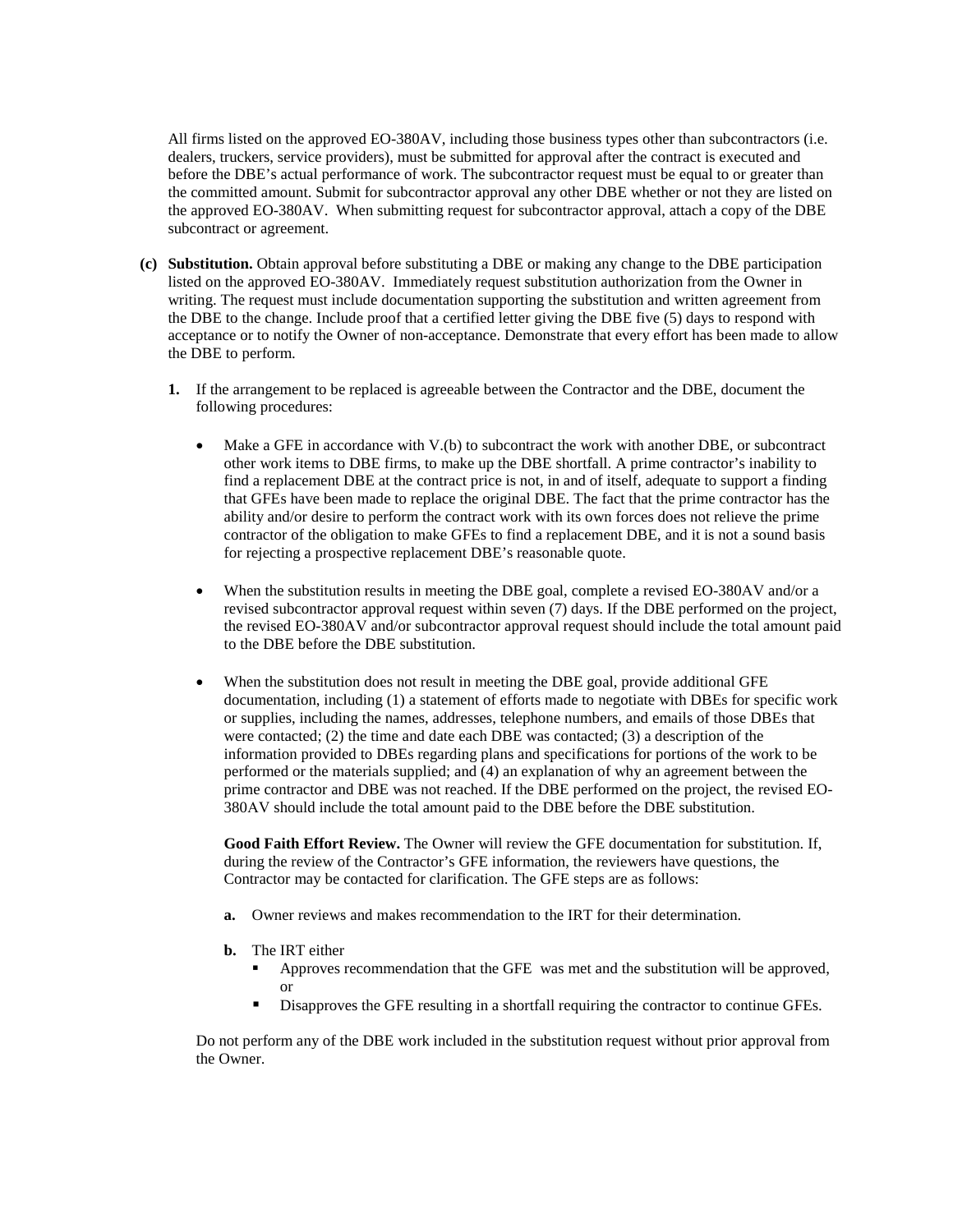All firms listed on the approved EO-380AV, including those business types other than subcontractors (i.e. dealers, truckers, service providers), must be submitted for approval after the contract is executed and before the DBE's actual performance of work. The subcontractor request must be equal to or greater than the committed amount. Submit for subcontractor approval any other DBE whether or not they are listed on the approved EO-380AV. When submitting request for subcontractor approval, attach a copy of the DBE subcontract or agreement.

**(c) Substitution.** Obtain approval before substituting a DBE or making any change to the DBE participation listed on the approved EO-380AV. Immediately request substitution authorization from the Owner in writing. The request must include documentation supporting the substitution and written agreement from the DBE to the change. Include proof that a certified letter giving the DBE five (5) days to respond with acceptance or to notify the Owner of non-acceptance. Demonstrate that every effort has been made to allow the DBE to perform.

**1.** If the arrangement to be replaced is agreeable between the Contractor and the DBE, document the following procedures:

- Make a GFE in accordance with V.(b) to subcontract the work with another DBE, or subcontract other work items to DBE firms, to make up the DBE shortfall. A prime contractor's inability to find a replacement DBE at the contract price is not, in and of itself, adequate to support a finding that GFEs have been made to replace the original DBE. The fact that the prime contractor has the ability and/or desire to perform the contract work with its own forces does not relieve the prime contractor of the obligation to make GFEs to find a replacement DBE, and it is not a sound basis for rejecting a prospective replacement DBE's reasonable quote.

- When the substitution results in meeting the DBE goal, complete a revised EO-380AV and/or a revised subcontractor approval request within seven (7) days. If the DBE performed on the project, the revised EO-380AV and/or subcontractor approval request should include the total amount paid to the DBE before the DBE substitution.

- When the substitution does not result in meeting the DBE goal, provide additional GFE documentation, including (1) a statement of efforts made to negotiate with DBEs for specific work or supplies, including the names, addresses, telephone numbers, and emails of those DBEs that were contacted; (2) the time and date each DBE was contacted; (3) a description of the information provided to DBEs regarding plans and specifications for portions of the work to be performed or the materials supplied; and (4) an explanation of why an agreement between the prime contractor and DBE was not reached. If the DBE performed on the project, the revised EO-380AV should include the total amount paid to the DBE before the DBE substitution.

  **Good Faith Effort Review.** The Owner will review the GFE documentation for substitution. If, during the review of the Contractor's GFE information, the reviewers have questions, the Contractor may be contacted for clarification. The GFE steps are as follows:

  **a.** Owner reviews and makes recommendation to the IRT for their determination.

  **b.** The IRT either
  - Approves recommendation that the GFE was met and the substitution will be approved, or
  - Disapproves the GFE resulting in a shortfall requiring the contractor to continue GFEs.

Do not perform any of the DBE work included in the substitution request without prior approval from the Owner.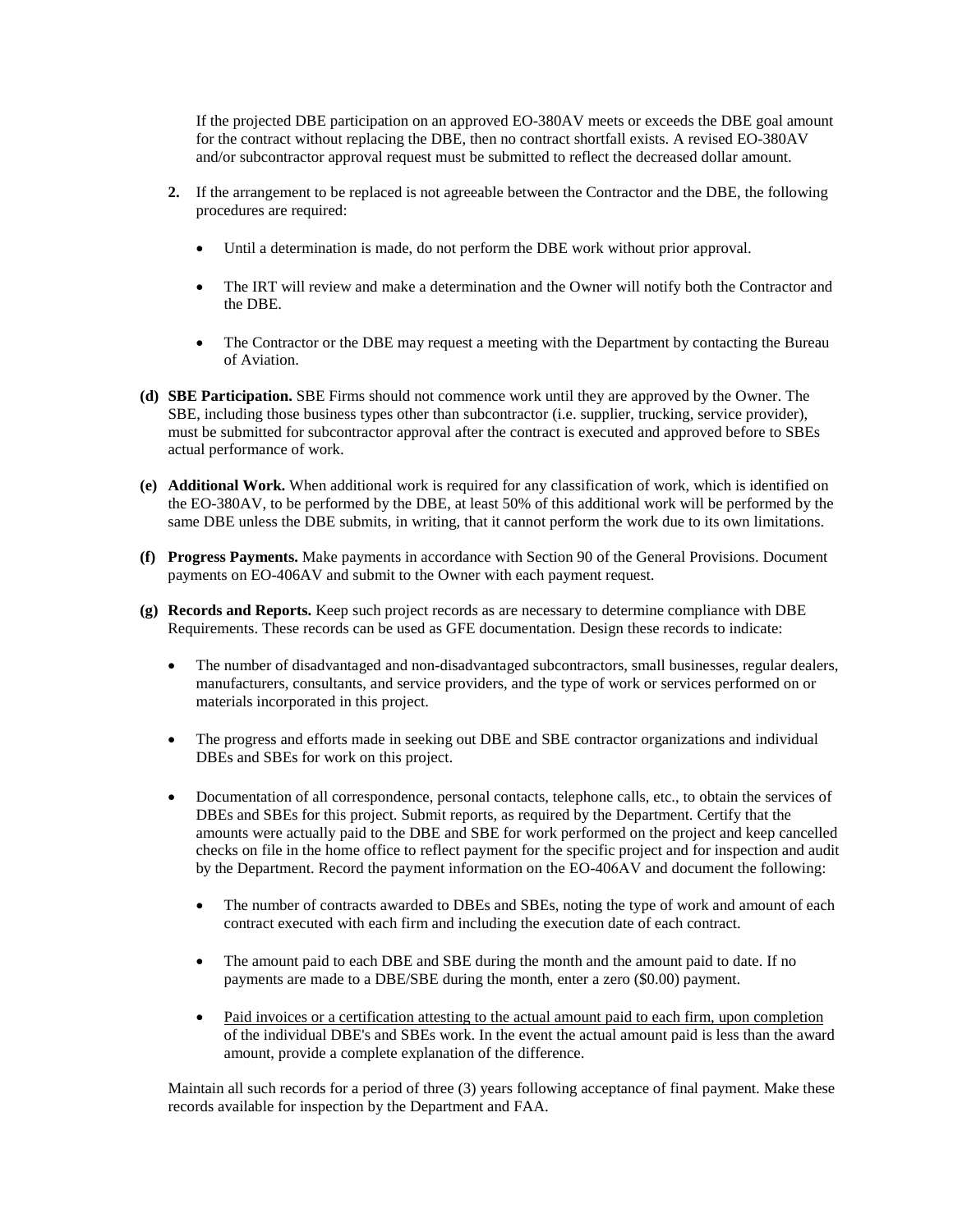If the projected DBE participation on an approved EO-380AV meets or exceeds the DBE goal amount for the contract without replacing the DBE, then no contract shortfall exists. A revised EO-380AV and/or subcontractor approval request must be submitted to reflect the decreased dollar amount.

**2.** If the arrangement to be replaced is not agreeable between the Contractor and the DBE, the following procedures are required:

- Until a determination is made, do not perform the DBE work without prior approval.
- The IRT will review and make a determination and the Owner will notify both the Contractor and the DBE.
- The Contractor or the DBE may request a meeting with the Department by contacting the Bureau of Aviation.

**(d) SBE Participation.** SBE Firms should not commence work until they are approved by the Owner. The SBE, including those business types other than subcontractor (i.e. supplier, trucking, service provider), must be submitted for subcontractor approval after the contract is executed and approved before to SBEs actual performance of work.

**(e) Additional Work.** When additional work is required for any classification of work, which is identified on the EO-380AV, to be performed by the DBE, at least 50% of this additional work will be performed by the same DBE unless the DBE submits, in writing, that it cannot perform the work due to its own limitations.

**(f) Progress Payments.** Make payments in accordance with Section 90 of the General Provisions. Document payments on EO-406AV and submit to the Owner with each payment request.

**(g) Records and Reports.** Keep such project records as are necessary to determine compliance with DBE Requirements. These records can be used as GFE documentation. Design these records to indicate:

- The number of disadvantaged and non-disadvantaged subcontractors, small businesses, regular dealers, manufacturers, consultants, and service providers, and the type of work or services performed on or materials incorporated in this project.
- The progress and efforts made in seeking out DBE and SBE contractor organizations and individual DBEs and SBEs for work on this project.
- Documentation of all correspondence, personal contacts, telephone calls, etc., to obtain the services of DBEs and SBEs for this project. Submit reports, as required by the Department. Certify that the amounts were actually paid to the DBE and SBE for work performed on the project and keep cancelled checks on file in the home office to reflect payment for the specific project and for inspection and audit by the Department. Record the payment information on the EO-406AV and document the following:
  - The number of contracts awarded to DBEs and SBEs, noting the type of work and amount of each contract executed with each firm and including the execution date of each contract.
  - The amount paid to each DBE and SBE during the month and the amount paid to date. If no payments are made to a DBE/SBE during the month, enter a zero ($0.00) payment.
  - Paid invoices or a certification attesting to the actual amount paid to each firm, upon completion of the individual DBE's and SBEs work. In the event the actual amount paid is less than the award amount, provide a complete explanation of the difference.

Maintain all such records for a period of three (3) years following acceptance of final payment. Make these records available for inspection by the Department and FAA.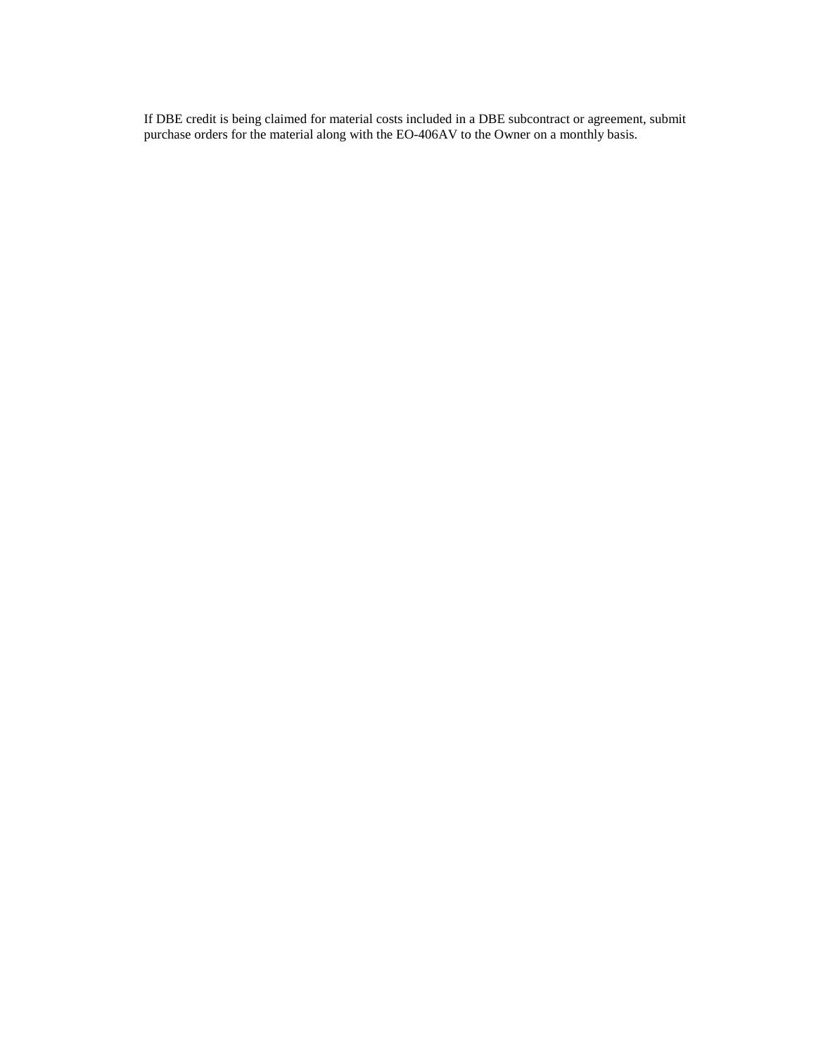If DBE credit is being claimed for material costs included in a DBE subcontract or agreement, submit purchase orders for the material along with the EO-406AV to the Owner on a monthly basis.